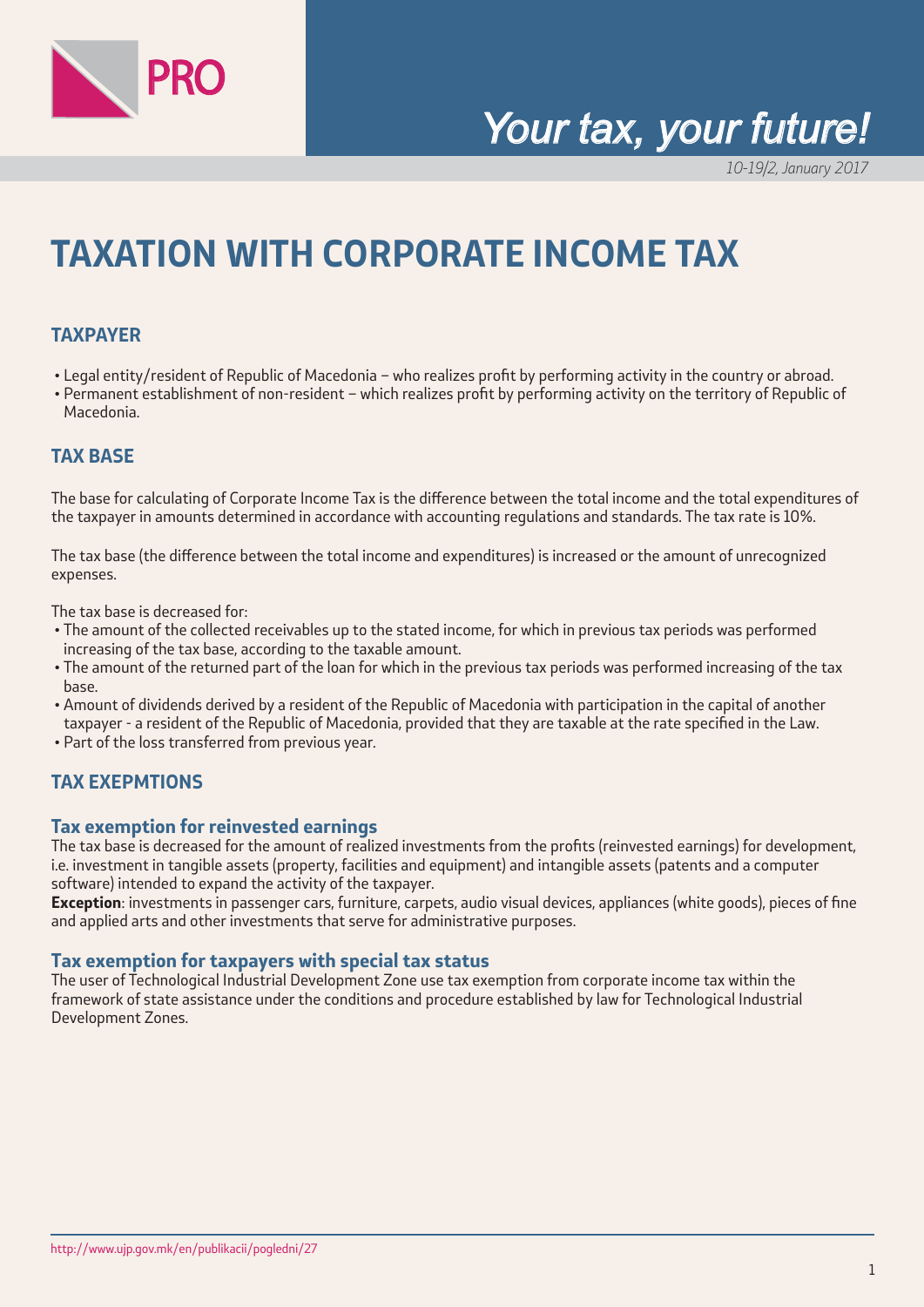PRO

*Your tax, your future!*

*10-19/2, January 2017*

# TAXATION WITH CORPORATE INCOME TAX

## TAXPAYER

- Legal entity/resident of Republic of Macedonia – who realizes profit by performing activity in the country or abroad.
- Permanent establishment of non-resident – which realizes profit by performing activity on the territory of Republic of Macedonia.

## TAX BASE

The base for calculating of Corporate Income Tax is the difference between the total income and the total expenditures of the taxpayer in amounts determined in accordance with accounting regulations and standards. The tax rate is 10%.

The tax base (the difference between the total income and expenditures) is increased or the amount of unrecognized expenses.

The tax base is decreased for:

- The amount of the collected receivables up to the stated income, for which in previous tax periods was performed increasing of the tax base, according to the taxable amount.
- The amount of the returned part of the loan for which in the previous tax periods was performed increasing of the tax base.
- Amount of dividends derived by a resident of the Republic of Macedonia with participation in the capital of another taxpayer - a resident of the Republic of Macedonia, provided that they are taxable at the rate specified in the Law.
- Part of the loss transferred from previous year.

## TAX EXEPMTIONS

### Tax exemption for reinvested earnings

The tax base is decreased for the amount of realized investments from the profits (reinvested earnings) for development, i.e. investment in tangible assets (property, facilities and equipment) and intangible assets (patents and a computer software) intended to expand the activity of the taxpayer.
**Exception**: investments in passenger cars, furniture, carpets, audio visual devices, appliances (white goods), pieces of fine and applied arts and other investments that serve for administrative purposes.

### Tax exemption for taxpayers with special tax status

The user of Technological Industrial Development Zone use tax exemption from corporate income tax within the framework of state assistance under the conditions and procedure established by law for Technological Industrial Development Zones.

http://www.ujp.gov.mk/en/publikacii/pogledni/27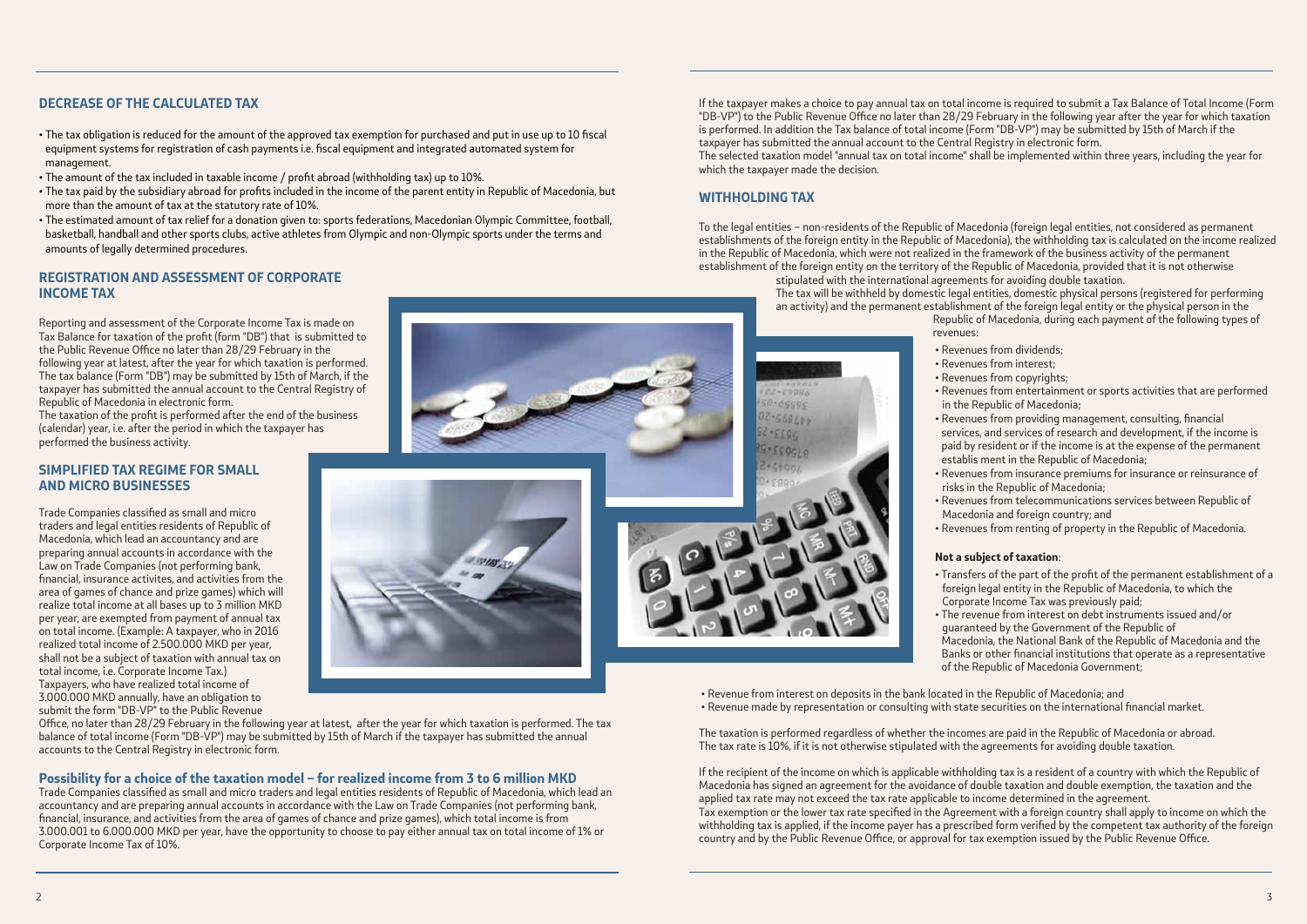## DECREASE OF THE CALCULATED TAX

- The tax obligation is reduced for the amount of the approved tax exemption for purchased and put in use up to 10 fiscal equipment systems for registration of cash payments i.e. fiscal equipment and integrated automated system for management.
- The amount of the tax included in taxable income / profit abroad (withholding tax) up to 10%.
- The tax paid by the subsidiary abroad for profits included in the income of the parent entity in Republic of Macedonia, but more than the amount of tax at the statutory rate of 10%.
- The estimated amount of tax relief for a donation given to: sports federations, Macedonian Olympic Committee, football, basketball, handball and other sports clubs, active athletes from Olympic and non-Olympic sports under the terms and amounts of legally determined procedures.

## REGISTRATION AND ASSESSMENT OF CORPORATE INCOME TAX

Reporting and assessment of the Corporate Income Tax is made on Tax Balance for taxation of the profit (form "DB") that is submitted to the Public Revenue Office no later than 28/29 February in the following year at latest, after the year for which taxation is performed. The tax balance (Form "DB") may be submitted by 15th of March, if the taxpayer has submitted the annual account to the Central Registry of Republic of Macedonia in electronic form.
The taxation of the profit is performed after the end of the business (calendar) year, i.e. after the period in which the taxpayer has performed the business activity.

## SIMPLIFIED TAX REGIME FOR SMALL AND MICRO BUSINESSES

Trade Companies classified as small and micro traders and legal entities residents of Republic of Macedonia, which lead an accountancy and are preparing annual accounts in accordance with the Law on Trade Companies (not performing bank, financial, insurance activites, and activities from the area of games of chance and prize games) which will realize total income at all bases up to 3 million MKD per year, are exempted from payment of annual tax on total income. (Example: A taxpayer, who in 2016 realized total income of 2.500.000 MKD per year, shall not be a subject of taxation with annual tax on total income, i.e. Corporate Income Tax.)
Taxpayers, who have realized total income of 3.000.000 MKD annually, have an obligation to submit the form "DB-VP" to the Public Revenue Office, no later than 28/29 February in the following year at latest, after the year for which taxation is performed. The tax balance of total income (Form "DB-VP") may be submitted by 15th of March if the taxpayer has submitted the annual accounts to the Central Registry in electronic form.

### Possibility for a choice of the taxation model – for realized income from 3 to 6 million MKD

Trade Companies classified as small and micro traders and legal entities residents of Republic of Macedonia, which lead an accountancy and are preparing annual accounts in accordance with the Law on Trade Companies (not performing bank, financial, insurance, and activities from the area of games of chance and prize games), which total income is from 3.000.001 to 6.000.000 MKD per year, have the opportunity to choose to pay either annual tax on total income of 1% or Corporate Income Tax of 10%.

If the taxpayer makes a choice to pay annual tax on total income is required to submit a Tax Balance of Total Income (Form "DB-VP") to the Public Revenue Office no later than 28/29 February in the following year after the year for which taxation is performed. In addition the Tax balance of total income (Form "DB-VP") may be submitted by 15th of March if the taxpayer has submitted the annual account to the Central Registry in electronic form.
The selected taxation model "annual tax on total income" shall be implemented within three years, including the year for which the taxpayer made the decision.

## WITHHOLDING TAX

To the legal entities – non-residents of the Republic of Macedonia (foreign legal entities, not considered as permanent establishments of the foreign entity in the Republic of Macedonia), the withholding tax is calculated on the income realized in the Republic of Macedonia, which were not realized in the framework of the business activity of the permanent establishment of the foreign entity on the territory of the Republic of Macedonia, provided that it is not otherwise stipulated with the international agreements for avoiding double taxation.
The tax will be withheld by domestic legal entities, domestic physical persons (registered for performing an activity) and the permanent establishment of the foreign legal entity or the physical person in the Republic of Macedonia, during each payment of the following types of revenues:

- Revenues from dividends;
- Revenues from interest;
- Revenues from copyrights;
- Revenues from entertainment or sports activities that are performed in the Republic of Macedonia;
- Revenues from providing management, consulting, financial services, and services of research and development, if the income is paid by resident or if the income is at the expense of the permanent establis ment in the Republic of Macedonia;
- Revenues from insurance premiums for insurance or reinsurance of risks in the Republic of Macedonia;
- Revenues from telecommunications services between Republic of Macedonia and foreign country; and
- Revenues from renting of property in the Republic of Macedonia.

**Not a subject of taxation**:

- Transfers of the part of the profit of the permanent establishment of a foreign legal entity in the Republic of Macedonia, to which the Corporate Income Tax was previously paid;
- The revenue from interest on debt instruments issued and/or guaranteed by the Government of the Republic of Macedonia, the National Bank of the Republic of Macedonia and the Banks or other financial institutions that operate as a representative of the Republic of Macedonia Government;
- Revenue from interest on deposits in the bank located in the Republic of Macedonia; and
- Revenue made by representation or consulting with state securities on the international financial market.

The taxation is performed regardless of whether the incomes are paid in the Republic of Macedonia or abroad.
The tax rate is 10%, if it is not otherwise stipulated with the agreements for avoiding double taxation.

If the recipient of the income on which is applicable withholding tax is a resident of a country with which the Republic of Macedonia has signed an agreement for the avoidance of double taxation and double exemption, the taxation and the applied tax rate may not exceed the tax rate applicable to income determined in the agreement.
Tax exemption or the lower tax rate specified in the Agreement with a foreign country shall apply to income on which the withholding tax is applied, if the income payer has a prescribed form verified by the competent tax authority of the foreign country and by the Public Revenue Office, or approval for tax exemption issued by the Public Revenue Office.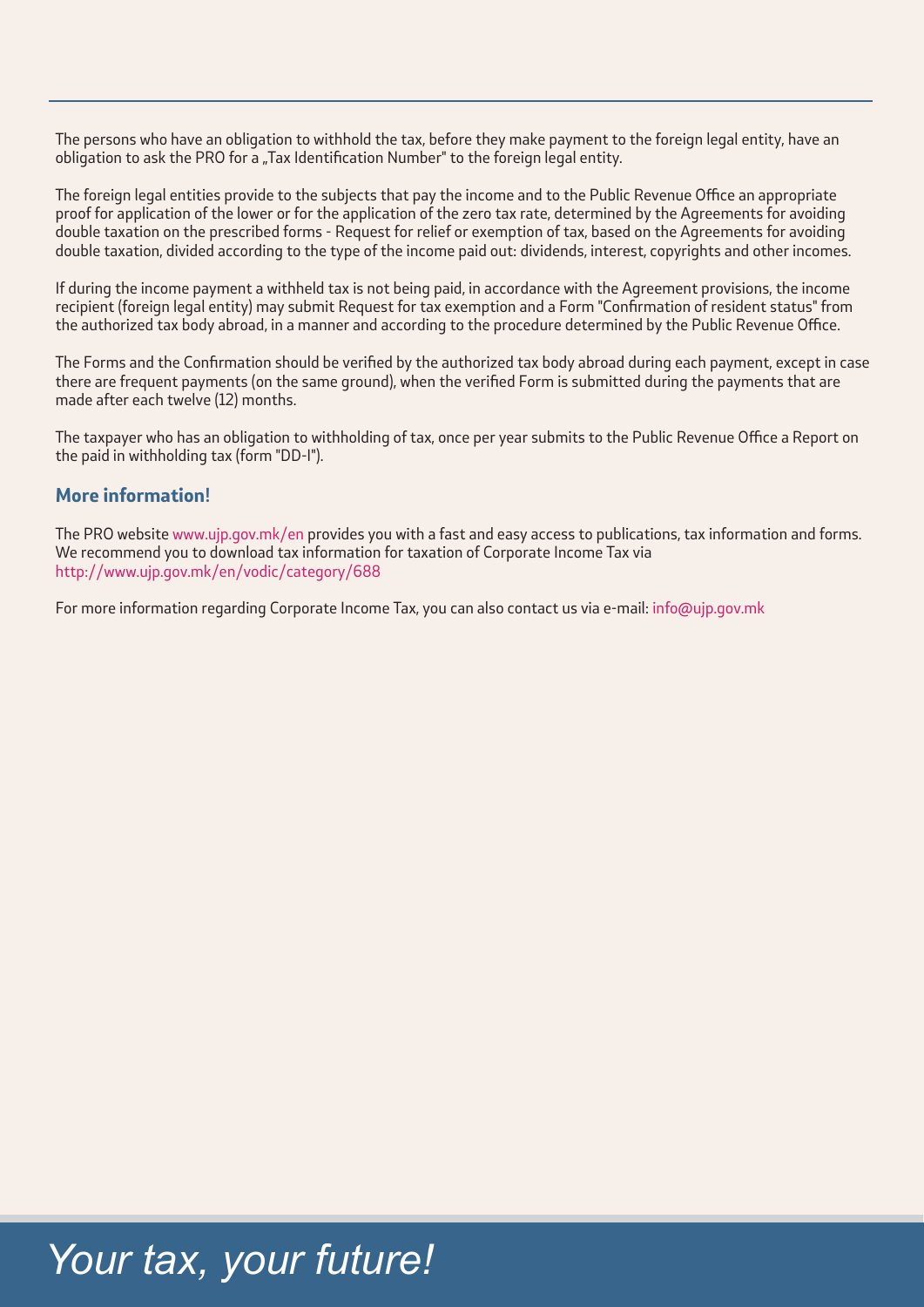The persons who have an obligation to withhold the tax, before they make payment to the foreign legal entity, have an obligation to ask the PRO for a „Tax Identification Number" to the foreign legal entity.

The foreign legal entities provide to the subjects that pay the income and to the Public Revenue Office an appropriate proof for application of the lower or for the application of the zero tax rate, determined by the Agreements for avoiding double taxation on the prescribed forms - Request for relief or exemption of tax, based on the Agreements for avoiding double taxation, divided according to the type of the income paid out: dividends, interest, copyrights and other incomes.

If during the income payment a withheld tax is not being paid, in accordance with the Agreement provisions, the income recipient (foreign legal entity) may submit Request for tax exemption and a Form "Confirmation of resident status" from the authorized tax body abroad, in a manner and according to the procedure determined by the Public Revenue Office.

The Forms and the Confirmation should be verified by the authorized tax body abroad during each payment, except in case there are frequent payments (on the same ground), when the verified Form is submitted during the payments that are made after each twelve (12) months.

The taxpayer who has an obligation to withholding of tax, once per year submits to the Public Revenue Office a Report on the paid in withholding tax (form "DD-I").

## More information!

The PRO website www.ujp.gov.mk/en provides you with a fast and easy access to publications, tax information and forms. We recommend you to download tax information for taxation of Corporate Income Tax via http://www.ujp.gov.mk/en/vodic/category/688

For more information regarding Corporate Income Tax, you can also contact us via e-mail: info@ujp.gov.mk

*Your tax, your future!*